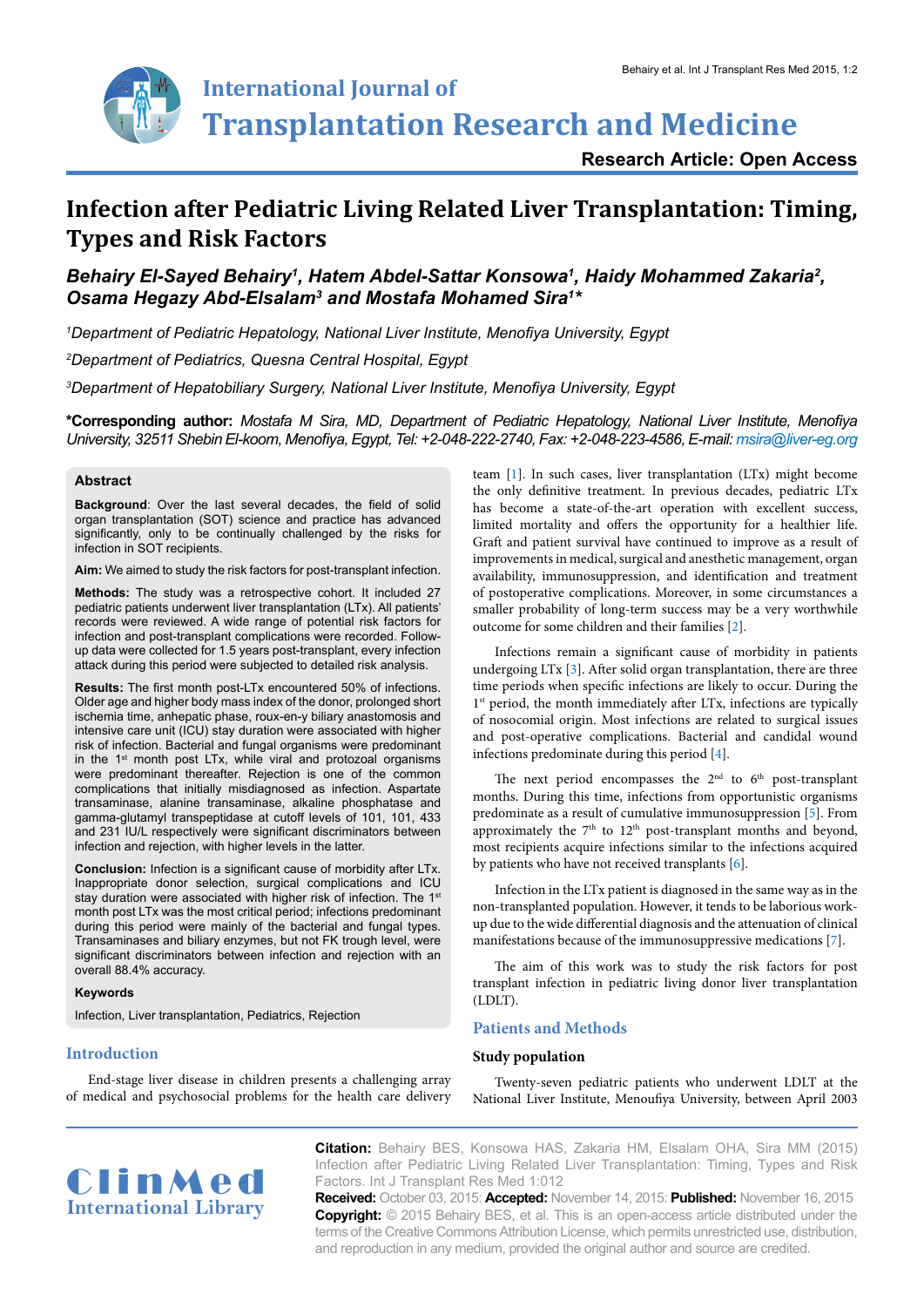# Infection after Pediatric Living Related Liver Transplantation: Timing, Types and Risk Factors

***Behairy El-Sayed Behairy[1], Hatem Abdel-Sattar Konsowa[1], Haidy Mohammed Zakaria[2], Osama Hegazy Abd-Elsalam[3] and Mostafa Mohamed Sira[1]****

*[1]Department of Pediatric Hepatology, National Liver Institute, Menofiya University, Egypt*

*[2]Department of Pediatrics, Quesna Central Hospital, Egypt*

*[3]Department of Hepatobiliary Surgery, National Liver Institute, Menofiya University, Egypt*

**\*Corresponding author:** *Mostafa M Sira, MD, Department of Pediatric Hepatology, National Liver Institute, Menofiya University, 32511 Shebin El-koom, Menofiya, Egypt, Tel: +2-048-222-2740, Fax: +2-048-223-4586, E-mail: msira@liver-eg.org*

## Abstract

**Background**: Over the last several decades, the field of solid organ transplantation (SOT) science and practice has advanced significantly, only to be continually challenged by the risks for infection in SOT recipients.

**Aim:** We aimed to study the risk factors for post-transplant infection.

**Methods:** The study was a retrospective cohort. It included 27 pediatric patients underwent liver transplantation (LTx). All patients' records were reviewed. A wide range of potential risk factors for infection and post-transplant complications were recorded. Follow-up data were collected for 1.5 years post-transplant, every infection attack during this period were subjected to detailed risk analysis.

**Results:** The first month post-LTx encountered 50% of infections. Older age and higher body mass index of the donor, prolonged short ischemia time, anhepatic phase, roux-en-y biliary anastomosis and intensive care unit (ICU) stay duration were associated with higher risk of infection. Bacterial and fungal organisms were predominant in the 1st month post LTx, while viral and protozoal organisms were predominant thereafter. Rejection is one of the common complications that initially misdiagnosed as infection. Aspartate transaminase, alanine transaminase, alkaline phosphatase and gamma-glutamyl transpeptidase at cutoff levels of 101, 101, 433 and 231 IU/L respectively were significant discriminators between infection and rejection, with higher levels in the latter.

**Conclusion:** Infection is a significant cause of morbidity after LTx. Inappropriate donor selection, surgical complications and ICU stay duration were associated with higher risk of infection. The 1st month post LTx was the most critical period; infections predominant during this period were mainly of the bacterial and fungal types. Transaminases and biliary enzymes, but not FK trough level, were significant discriminators between infection and rejection with an overall 88.4% accuracy.

### Keywords

Infection, Liver transplantation, Pediatrics, Rejection

## Introduction

End-stage liver disease in children presents a challenging array of medical and psychosocial problems for the health care delivery team [1]. In such cases, liver transplantation (LTx) might become the only definitive treatment. In previous decades, pediatric LTx has become a state-of-the-art operation with excellent success, limited mortality and offers the opportunity for a healthier life. Graft and patient survival have continued to improve as a result of improvements in medical, surgical and anesthetic management, organ availability, immunosuppression, and identification and treatment of postoperative complications. Moreover, in some circumstances a smaller probability of long-term success may be a very worthwhile outcome for some children and their families [2].

Infections remain a significant cause of morbidity in patients undergoing LTx [3]. After solid organ transplantation, there are three time periods when specific infections are likely to occur. During the 1st period, the month immediately after LTx, infections are typically of nosocomial origin. Most infections are related to surgical issues and post-operative complications. Bacterial and candidal wound infections predominate during this period [4].

The next period encompasses the 2nd to 6th post-transplant months. During this time, infections from opportunistic organisms predominate as a result of cumulative immunosuppression [5]. From approximately the 7th to 12th post-transplant months and beyond, most recipients acquire infections similar to the infections acquired by patients who have not received transplants [6].

Infection in the LTx patient is diagnosed in the same way as in the non-transplanted population. However, it tends to be laborious work-up due to the wide differential diagnosis and the attenuation of clinical manifestations because of the immunosuppressive medications [7].

The aim of this work was to study the risk factors for post transplant infection in pediatric living donor liver transplantation (LDLT).

## Patients and Methods

### Study population

Twenty-seven pediatric patients who underwent LDLT at the National Liver Institute, Menoufiya University, between April 2003

**Citation:** Behairy BES, Konsowa HAS, Zakaria HM, Elsalam OHA, Sira MM (2015) Infection after Pediatric Living Related Liver Transplantation: Timing, Types and Risk Factors. Int J Transplant Res Med 1:012

**Received:** October 03, 2015: **Accepted:** November 14, 2015: **Published:** November 16, 2015

**Copyright:** © 2015 Behairy BES, et al. This is an open-access article distributed under the terms of the Creative Commons Attribution License, which permits unrestricted use, distribution, and reproduction in any medium, provided the original author and source are credited.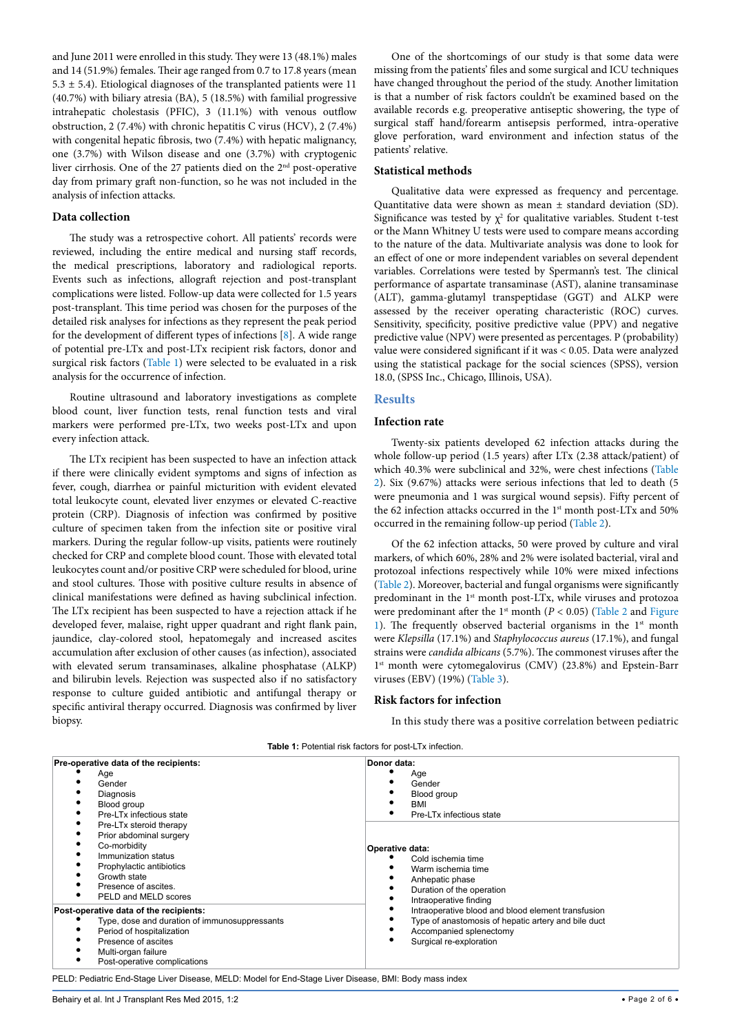and June 2011 were enrolled in this study. They were 13 (48.1%) males and 14 (51.9%) females. Their age ranged from 0.7 to 17.8 years (mean 5.3 ± 5.4). Etiological diagnoses of the transplanted patients were 11 (40.7%) with biliary atresia (BA), 5 (18.5%) with familial progressive intrahepatic cholestasis (PFIC), 3 (11.1%) with venous outflow obstruction, 2 (7.4%) with chronic hepatitis C virus (HCV), 2 (7.4%) with congenital hepatic fibrosis, two (7.4%) with hepatic malignancy, one (3.7%) with Wilson disease and one (3.7%) with cryptogenic liver cirrhosis. One of the 27 patients died on the 2nd post-operative day from primary graft non-function, so he was not included in the analysis of infection attacks.

### Data collection

The study was a retrospective cohort. All patients' records were reviewed, including the entire medical and nursing staff records, the medical prescriptions, laboratory and radiological reports. Events such as infections, allograft rejection and post-transplant complications were listed. Follow-up data were collected for 1.5 years post-transplant. This time period was chosen for the purposes of the detailed risk analyses for infections as they represent the peak period for the development of different types of infections [8]. A wide range of potential pre-LTx and post-LTx recipient risk factors, donor and surgical risk factors (Table 1) were selected to be evaluated in a risk analysis for the occurrence of infection.

Routine ultrasound and laboratory investigations as complete blood count, liver function tests, renal function tests and viral markers were performed pre-LTx, two weeks post-LTx and upon every infection attack.

The LTx recipient has been suspected to have an infection attack if there were clinically evident symptoms and signs of infection as fever, cough, diarrhea or painful micturition with evident elevated total leukocyte count, elevated liver enzymes or elevated C-reactive protein (CRP). Diagnosis of infection was confirmed by positive culture of specimen taken from the infection site or positive viral markers. During the regular follow-up visits, patients were routinely checked for CRP and complete blood count. Those with elevated total leukocytes count and/or positive CRP were scheduled for blood, urine and stool cultures. Those with positive culture results in absence of clinical manifestations were defined as having subclinical infection. The LTx recipient has been suspected to have a rejection attack if he developed fever, malaise, right upper quadrant and right flank pain, jaundice, clay-colored stool, hepatomegaly and increased ascites accumulation after exclusion of other causes (as infection), associated with elevated serum transaminases, alkaline phosphatase (ALKP) and bilirubin levels. Rejection was suspected also if no satisfactory response to culture guided antibiotic and antifungal therapy or specific antiviral therapy occurred. Diagnosis was confirmed by liver biopsy.

One of the shortcomings of our study is that some data were missing from the patients' files and some surgical and ICU techniques have changed throughout the period of the study. Another limitation is that a number of risk factors couldn't be examined based on the available records e.g. preoperative antiseptic showering, the type of surgical staff hand/forearm antisepsis performed, intra-operative glove perforation, ward environment and infection status of the patients' relative.

### Statistical methods

Qualitative data were expressed as frequency and percentage. Quantitative data were shown as mean ± standard deviation (SD). Significance was tested by $\chi^2$ for qualitative variables. Student t-test or the Mann Whitney U tests were used to compare means according to the nature of the data. Multivariate analysis was done to look for an effect of one or more independent variables on several dependent variables. Correlations were tested by Spermann's test. The clinical performance of aspartate transaminase (AST), alanine transaminase (ALT), gamma-glutamyl transpeptidase (GGT) and ALKP were assessed by the receiver operating characteristic (ROC) curves. Sensitivity, specificity, positive predictive value (PPV) and negative predictive value (NPV) were presented as percentages. P (probability) value were considered significant if it was $< 0.05$. Data were analyzed using the statistical package for the social sciences (SPSS), version 18.0, (SPSS Inc., Chicago, Illinois, USA).

## Results

### Infection rate

Twenty-six patients developed 62 infection attacks during the whole follow-up period (1.5 years) after LTx (2.38 attack/patient) of which 40.3% were subclinical and 32%, were chest infections (Table 2). Six (9.67%) attacks were serious infections that led to death (5 were pneumonia and 1 was surgical wound sepsis). Fifty percent of the 62 infection attacks occurred in the 1st month post-LTx and 50% occurred in the remaining follow-up period (Table 2).

Of the 62 infection attacks, 50 were proved by culture and viral markers, of which 60%, 28% and 2% were isolated bacterial, viral and protozoal infections respectively while 10% were mixed infections (Table 2). Moreover, bacterial and fungal organisms were significantly predominant in the 1st month post-LTx, while viruses and protozoa were predominant after the 1st month ($P < 0.05$) (Table 2 and Figure 1). The frequently observed bacterial organisms in the 1st month were *Klepsilla* (17.1%) and *Staphylococcus aureus* (17.1%), and fungal strains were *candida albicans* (5.7%). The commonest viruses after the 1st month were cytomegalovirus (CMV) (23.8%) and Epstein-Barr viruses (EBV) (19%) (Table 3).

### Risk factors for infection

In this study there was a positive correlation between pediatric

**Table 1:** Potential risk factors for post-LTx infection.

| Pre-operative data of the recipients: | Donor data: |
|---|---|
| • Age<br>• Gender<br>• Diagnosis<br>• Blood group<br>• Pre-LTx infectious state<br>• Pre-LTx steroid therapy<br>• Prior abdominal surgery<br>• Co-morbidity<br>• Immunization status<br>• Prophylactic antibiotics<br>• Growth state<br>• Presence of ascites.<br>• PELD and MELD scores | • Age<br>• Gender<br>• Blood group<br>• BMI<br>• Pre-LTx infectious state |
| **Post-operative data of the recipients:** | **Operative data:** |
| • Type, dose and duration of immunosuppressants<br>• Period of hospitalization<br>• Presence of ascites<br>• Multi-organ failure<br>• Post-operative complications | • Cold ischemia time<br>• Warm ischemia time<br>• Anhepatic phase<br>• Duration of the operation<br>• Intraoperative finding<br>• Intraoperative blood and blood element transfusion<br>• Type of anastomosis of hepatic artery and bile duct<br>• Accompanied splenectomy<br>• Surgical re-exploration |

PELD: Pediatric End-Stage Liver Disease, MELD: Model for End-Stage Liver Disease, BMI: Body mass index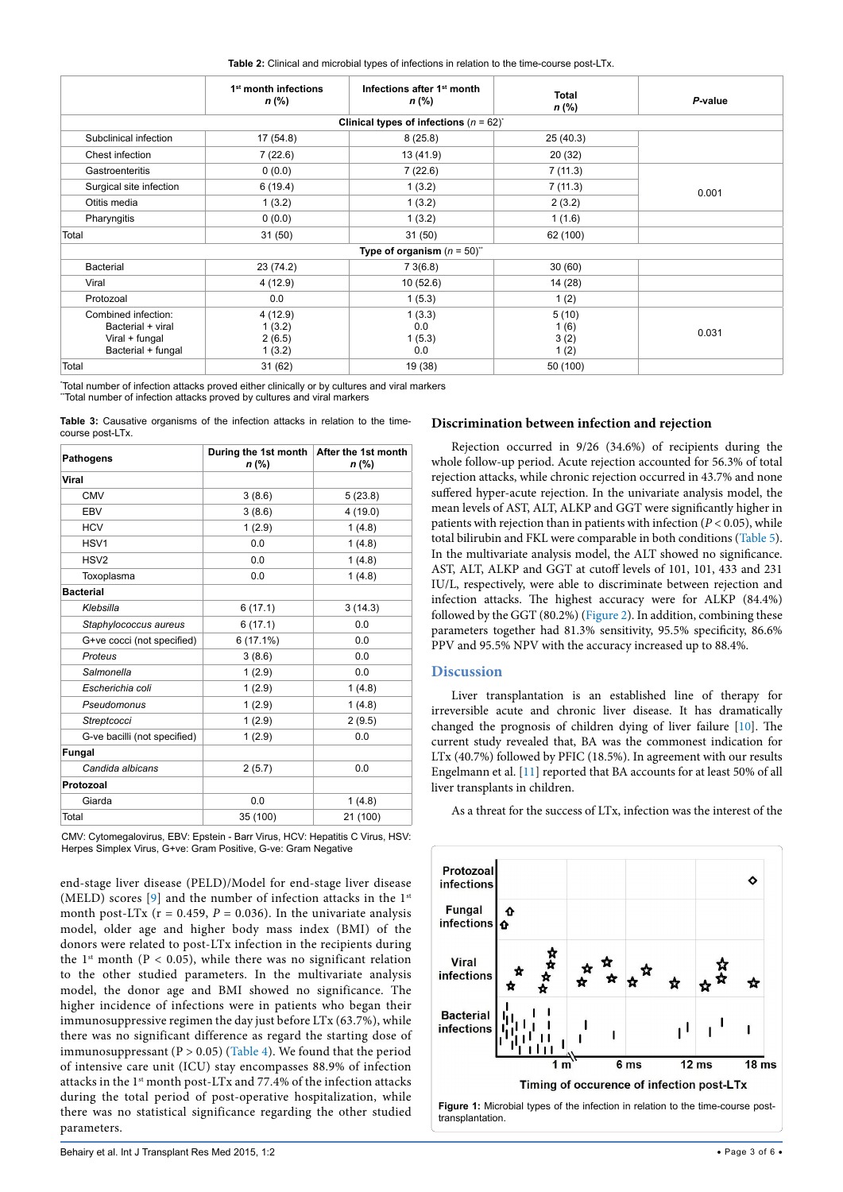**Table 2:** Clinical and microbial types of infections in relation to the time-course post-LTx.

| | 1st month infections n (%) | Infections after 1st month n (%) | Total n (%) | *P*-value |
|---|---|---|---|---|
| **Clinical types of infections** (*n* = 62)* | | | | |
| Subclinical infection | 17 (54.8) | 8 (25.8) | 25 (40.3) | |
| Chest infection | 7 (22.6) | 13 (41.9) | 20 (32) | |
| Gastroenteritis | 0 (0.0) | 7 (22.6) | 7 (11.3) | 0.001 |
| Surgical site infection | 6 (19.4) | 1 (3.2) | 7 (11.3) | |
| Otitis media | 1 (3.2) | 1 (3.2) | 2 (3.2) | |
| Pharyngitis | 0 (0.0) | 1 (3.2) | 1 (1.6) | |
| Total | 31 (50) | 31 (50) | 62 (100) | |
| **Type of organism** (*n* = 50)** | | | | |
| Bacterial | 23 (74.2) | 7 3(6.8) | 30 (60) | |
| Viral | 4 (12.9) | 10 (52.6) | 14 (28) | |
| Protozoal | 0.0 | 1 (5.3) | 1 (2) | |
| Combined infection: | 4 (12.9) | 1 (3.3) | 5 (10) | 0.031 |
| Bacterial + viral | 1 (3.2) | 0.0 | 1 (6) | |
| Viral + fungal | 2 (6.5) | 1 (5.3) | 3 (2) | |
| Bacterial + fungal | 1 (3.2) | 0.0 | 1 (2) | |
| Total | 31 (62) | 19 (38) | 50 (100) | |

*Total number of infection attacks proved either clinically or by cultures and viral markers
**Total number of infection attacks proved by cultures and viral markers

**Table 3:** Causative organisms of the infection attacks in relation to the time-course post-LTx.

| Pathogens | During the 1st month n (%) | After the 1st month n (%) |
|---|---|---|
| **Viral** | | |
| CMV | 3 (8.6) | 5 (23.8) |
| EBV | 3 (8.6) | 4 (19.0) |
| HCV | 1 (2.9) | 1 (4.8) |
| HSV1 | 0.0 | 1 (4.8) |
| HSV2 | 0.0 | 1 (4.8) |
| Toxoplasma | 0.0 | 1 (4.8) |
| **Bacterial** | | |
| *Klebsilla* | 6 (17.1) | 3 (14.3) |
| *Staphylococcus aureus* | 6 (17.1) | 0.0 |
| G+ve cocci (not specified) | 6 (17.1%) | 0.0 |
| *Proteus* | 3 (8.6) | 0.0 |
| *Salmonella* | 1 (2.9) | 0.0 |
| *Escherichia coli* | 1 (2.9) | 1 (4.8) |
| *Pseudomonus* | 1 (2.9) | 1 (4.8) |
| *Streptcocci* | 1 (2.9) | 2 (9.5) |
| G-ve bacilli (not specified) | 1 (2.9) | 0.0 |
| **Fungal** | | |
| *Candida albicans* | 2 (5.7) | 0.0 |
| **Protozoal** | | |
| Giarda | 0.0 | 1 (4.8) |
| Total | 35 (100) | 21 (100) |

CMV: Cytomegalovirus, EBV: Epstein - Barr Virus, HCV: Hepatitis C Virus, HSV: Herpes Simplex Virus, G+ve: Gram Positive, G-ve: Gram Negative

end-stage liver disease (PELD)/Model for end-stage liver disease (MELD) scores [9] and the number of infection attacks in the 1st month post-LTx (r = 0.459, *P* = 0.036). In the univariate analysis model, older age and higher body mass index (BMI) of the donors were related to post-LTx infection in the recipients during the 1st month (P < 0.05), while there was no significant relation to the other studied parameters. In the multivariate analysis model, the donor age and BMI showed no significance. The higher incidence of infections were in patients who began their immunosuppressive regimen the day just before LTx (63.7%), while there was no significant difference as regard the starting dose of immunosuppressant (P > 0.05) (Table 4). We found that the period of intensive care unit (ICU) stay encompasses 88.9% of infection attacks in the 1st month post-LTx and 77.4% of the infection attacks during the total period of post-operative hospitalization, while there was no statistical significance regarding the other studied parameters.

## Discrimination between infection and rejection

Rejection occurred in 9/26 (34.6%) of recipients during the whole follow-up period. Acute rejection accounted for 56.3% of total rejection attacks, while chronic rejection occurred in 43.7% and none suffered hyper-acute rejection. In the univariate analysis model, the mean levels of AST, ALT, ALKP and GGT were significantly higher in patients with rejection than in patients with infection (*P* < 0.05), while total bilirubin and FKL were comparable in both conditions (Table 5). In the multivariate analysis model, the ALT showed no significance. AST, ALT, ALKP and GGT at cutoff levels of 101, 101, 433 and 231 IU/L, respectively, were able to discriminate between rejection and infection attacks. The highest accuracy were for ALKP (84.4%) followed by the GGT (80.2%) (Figure 2). In addition, combining these parameters together had 81.3% sensitivity, 95.5% specificity, 86.6% PPV and 95.5% NPV with the accuracy increased up to 88.4%.

## Discussion

Liver transplantation is an established line of therapy for irreversible acute and chronic liver disease. It has dramatically changed the prognosis of children dying of liver failure [10]. The current study revealed that, BA was the commonest indication for LTx (40.7%) followed by PFIC (18.5%). In agreement with our results Engelmann et al. [11] reported that BA accounts for at least 50% of all liver transplants in children.

As a threat for the success of LTx, infection was the interest of the

**Figure 1:** Microbial types of the infection in relation to the time-course post-transplantation.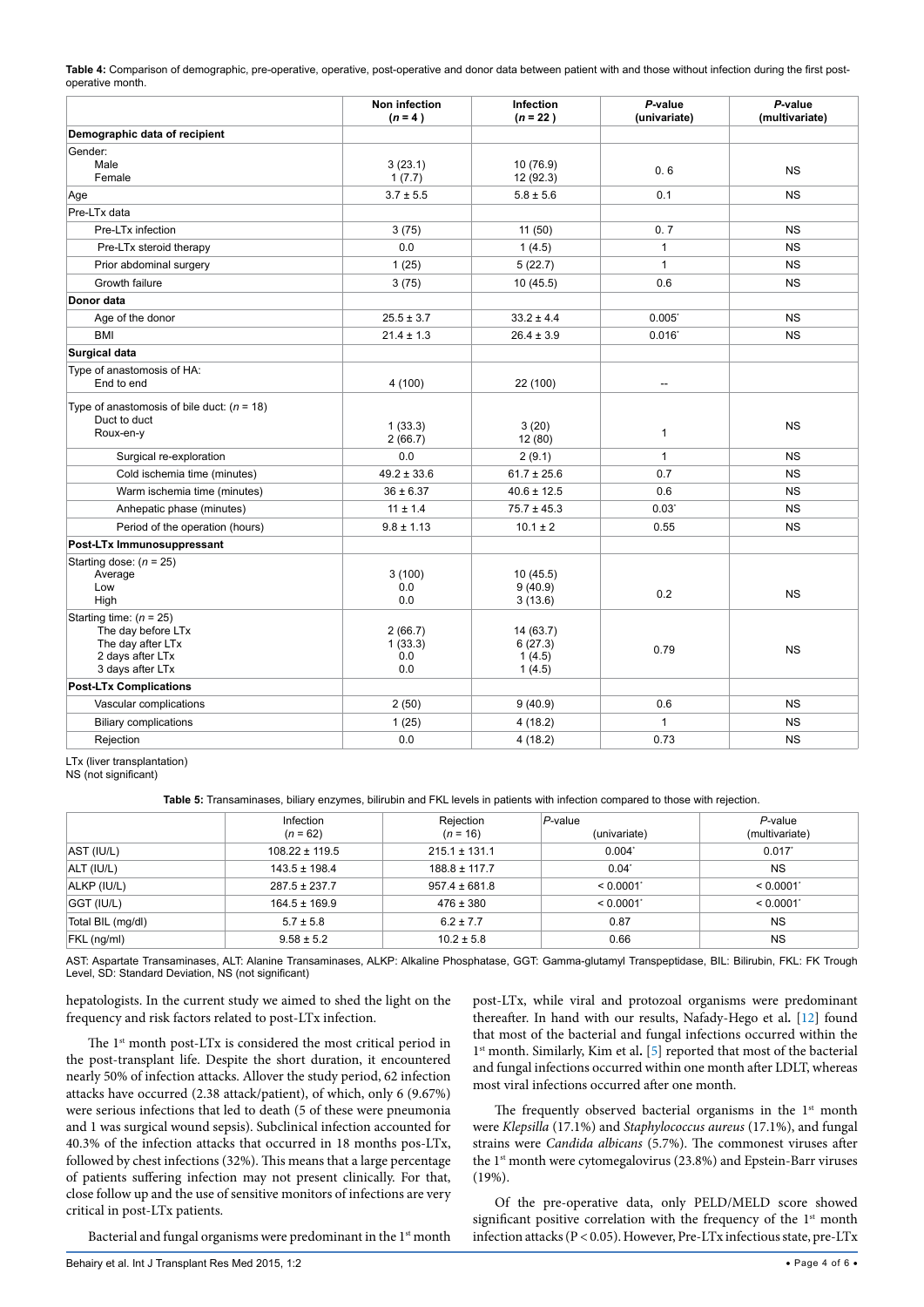**Table 4:** Comparison of demographic, pre-operative, operative, post-operative and donor data between patient with and those without infection during the first post-operative month.

| | Non infection (*n* = 4 ) | Infection (*n* = 22 ) | *P*-value (univariate) | *P*-value (multivariate) |
|---|---|---|---|---|
| **Demographic data of recipient** | | | | |
| Gender:<br>Male<br>Female | <br>3 (23.1)<br>1 (7.7) | <br>10 (76.9)<br>12 (92.3) | 0. 6 | NS |
| Age | 3.7 ± 5.5 | 5.8 ± 5.6 | 0.1 | NS |
| Pre-LTx data | | | | |
| Pre-LTx infection | 3 (75) | 11 (50) | 0. 7 | NS |
| Pre-LTx steroid therapy | 0.0 | 1 (4.5) | 1 | NS |
| Prior abdominal surgery | 1 (25) | 5 (22.7) | 1 | NS |
| Growth failure | 3 (75) | 10 (45.5) | 0.6 | NS |
| **Donor data** | | | | |
| Age of the donor | 25.5 ± 3.7 | 33.2 ± 4.4 | 0.005* | NS |
| BMI | 21.4 ± 1.3 | 26.4 ± 3.9 | 0.016* | NS |
| **Surgical data** | | | | |
| Type of anastomosis of HA:<br>End to end | <br>4 (100) | <br>22 (100) | -- | |
| Type of anastomosis of bile duct: (*n* = 18)<br>Duct to duct<br>Roux-en-y | <br>1 (33.3)<br>2 (66.7) | <br>3 (20)<br>12 (80) | 1 | NS |
| Surgical re-exploration | 0.0 | 2 (9.1) | 1 | NS |
| Cold ischemia time (minutes) | 49.2 ± 33.6 | 61.7 ± 25.6 | 0.7 | NS |
| Warm ischemia time (minutes) | 36 ± 6.37 | 40.6 ± 12.5 | 0.6 | NS |
| Anhepatic phase (minutes) | 11 ± 1.4 | 75.7 ± 45.3 | 0.03* | NS |
| Period of the operation (hours) | 9.8 ± 1.13 | 10.1 ± 2 | 0.55 | NS |
| **Post-LTx Immunosuppressant** | | | | |
| Starting dose: (*n* = 25)<br>Average<br>Low<br>High | <br>3 (100)<br>0.0<br>0.0 | <br>10 (45.5)<br>9 (40.9)<br>3 (13.6) | 0.2 | NS |
| Starting time: (*n* = 25)<br>The day before LTx<br>The day after LTx<br>2 days after LTx<br>3 days after LTx | <br>2 (66.7)<br>1 (33.3)<br>0.0<br>0.0 | <br>14 (63.7)<br>6 (27.3)<br>1 (4.5)<br>1 (4.5) | 0.79 | NS |
| **Post-LTx Complications** | | | | |
| Vascular complications | 2 (50) | 9 (40.9) | 0.6 | NS |
| Biliary complications | 1 (25) | 4 (18.2) | 1 | NS |
| Rejection | 0.0 | 4 (18.2) | 0.73 | NS |

LTx (liver transplantation)
NS (not significant)

**Table 5:** Transaminases, biliary enzymes, bilirubin and FKL levels in patients with infection compared to those with rejection.

| | Infection (*n* = 62) | Rejection (*n* = 16) | *P*-value (univariate) | *P*-value (multivariate) |
|---|---|---|---|---|
| AST (IU/L) | 108.22 ± 119.5 | 215.1 ± 131.1 | 0.004* | 0.017* |
| ALT (IU/L) | 143.5 ± 198.4 | 188.8 ± 117.7 | 0.04* | NS |
| ALKP (IU/L) | 287.5 ± 237.7 | 957.4 ± 681.8 | < 0.0001* | < 0.0001* |
| GGT (IU/L) | 164.5 ± 169.9 | 476 ± 380 | < 0.0001* | < 0.0001* |
| Total BIL (mg/dl) | 5.7 ± 5.8 | 6.2 ± 7.7 | 0.87 | NS |
| FKL (ng/ml) | 9.58 ± 5.2 | 10.2 ± 5.8 | 0.66 | NS |

AST: Aspartate Transaminases, ALT: Alanine Transaminases, ALKP: Alkaline Phosphatase, GGT: Gamma-glutamyl Transpeptidase, BIL: Bilirubin, FKL: FK Trough Level, SD: Standard Deviation, NS (not significant)

hepatologists. In the current study we aimed to shed the light on the frequency and risk factors related to post-LTx infection.

The 1st month post-LTx is considered the most critical period in the post-transplant life. Despite the short duration, it encountered nearly 50% of infection attacks. Allover the study period, 62 infection attacks have occurred (2.38 attack/patient), of which, only 6 (9.67%) were serious infections that led to death (5 of these were pneumonia and 1 was surgical wound sepsis). Subclinical infection accounted for 40.3% of the infection attacks that occurred in 18 months pos-LTx, followed by chest infections (32%). This means that a large percentage of patients suffering infection may not present clinically. For that, close follow up and the use of sensitive monitors of infections are very critical in post-LTx patients.

Bacterial and fungal organisms were predominant in the 1st month post-LTx, while viral and protozoal organisms were predominant thereafter. In hand with our results, Nafady-Hego et al. [12] found that most of the bacterial and fungal infections occurred within the 1st month. Similarly, Kim et al. [5] reported that most of the bacterial and fungal infections occurred within one month after LDLT, whereas most viral infections occurred after one month.

The frequently observed bacterial organisms in the 1st month were *Klepsilla* (17.1%) and *Staphylococcus aureus* (17.1%), and fungal strains were *Candida albicans* (5.7%). The commonest viruses after the 1st month were cytomegalovirus (23.8%) and Epstein-Barr viruses (19%).

Of the pre-operative data, only PELD/MELD score showed significant positive correlation with the frequency of the 1st month infection attacks ($P < 0.05$). However, Pre-LTx infectious state, pre-LTx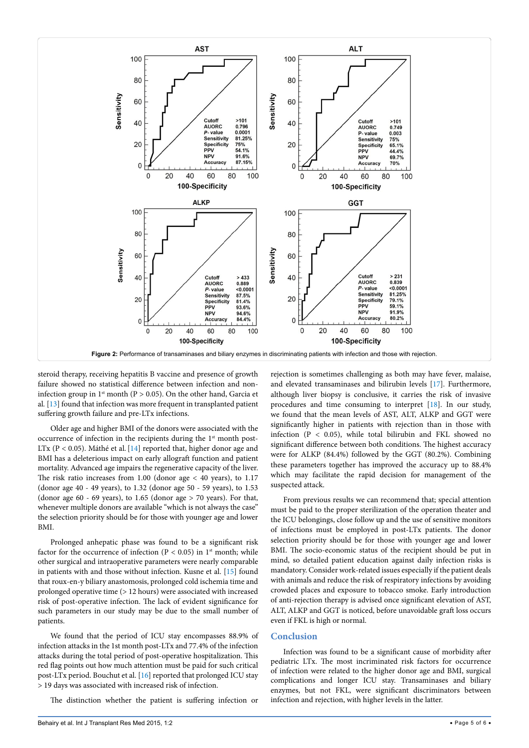Figure 2: Performance of transaminases and biliary enzymes in discriminating patients with infection and those with rejection.

| | AST | ALT | ALKP | GGT |
|---|---|---|---|---|
| Cutoff | >101 | >101 | > 433 | > 231 |
| AUORC | 0.796 | 0.749 | 0.889 | 0.839 |
| *P*-value | 0.0001 | 0.003 | <0.0001 | <0.0001 |
| Sensitivity | 81.25% | 75% | 87.5% | 81.25% |
| Specificity | 75% | 65.1% | 81.4% | 79.1% |
| PPV | 54.1% | 44.4% | 93.6% | 59.1% |
| NPV | 91.6% | 69.7% | 94.6% | 91.9% |
| Accuracy | 87.15% | 70% | 84.4% | 80.2% |

steroid therapy, receiving hepatitis B vaccine and presence of growth failure showed no statistical difference between infection and non-infection group in 1st month ($P > 0.05$). On the other hand, Garcia et al. [13] found that infection was more frequent in transplanted patient suffering growth failure and pre-LTx infections.

Older age and higher BMI of the donors were associated with the occurrence of infection in the recipients during the 1st month post-LTx ($P < 0.05$). Máthé et al. [14] reported that, higher donor age and BMI has a deleterious impact on early allograft function and patient mortality. Advanced age impairs the regenerative capacity of the liver. The risk ratio increases from 1.00 (donor age < 40 years), to 1.17 (donor age 40 - 49 years), to 1.32 (donor age 50 - 59 years), to 1.53 (donor age 60 - 69 years), to 1.65 (donor age > 70 years). For that, whenever multiple donors are available "which is not always the case" the selection priority should be for those with younger age and lower BMI.

Prolonged anhepatic phase was found to be a significant risk factor for the occurrence of infection ($P < 0.05$) in 1st month; while other surgical and intraoperative parameters were nearly comparable in patients with and those without infection. Kusne et al. [15] found that roux-en-y biliary anastomosis, prolonged cold ischemia time and prolonged operative time (> 12 hours) were associated with increased risk of post-operative infection. The lack of evident significance for such parameters in our study may be due to the small number of patients.

We found that the period of ICU stay encompasses 88.9% of infection attacks in the 1st month post-LTx and 77.4% of the infection attacks during the total period of post-operative hospitalization. This red flag points out how much attention must be paid for such critical post-LTx period. Bouchut et al. [16] reported that prolonged ICU stay > 19 days was associated with increased risk of infection.

The distinction whether the patient is suffering infection or rejection is sometimes challenging as both may have fever, malaise, and elevated transaminases and bilirubin levels [17]. Furthermore, although liver biopsy is conclusive, it carries the risk of invasive procedures and time consuming to interpret [18]. In our study, we found that the mean levels of AST, ALT, ALKP and GGT were significantly higher in patients with rejection than in those with infection ($P < 0.05$), while total bilirubin and FKL showed no significant difference between both conditions. The highest accuracy were for ALKP (84.4%) followed by the GGT (80.2%). Combining these parameters together has improved the accuracy up to 88.4% which may facilitate the rapid decision for management of the suspected attack.

From previous results we can recommend that; special attention must be paid to the proper sterilization of the operation theater and the ICU belongings, close follow up and the use of sensitive monitors of infections must be employed in post-LTx patients. The donor selection priority should be for those with younger age and lower BMI. The socio-economic status of the recipient should be put in mind, so detailed patient education against daily infection risks is mandatory. Consider work-related issues especially if the patient deals with animals and reduce the risk of respiratory infections by avoiding crowded places and exposure to tobacco smoke. Early introduction of anti-rejection therapy is advised once significant elevation of AST, ALT, ALKP and GGT is noticed, before unavoidable graft loss occurs even if FKL is high or normal.

## Conclusion

Infection was found to be a significant cause of morbidity after pediatric LTx. The most incriminated risk factors for occurrence of infection were related to the higher donor age and BMI, surgical complications and longer ICU stay. Transaminases and biliary enzymes, but not FKL, were significant discriminators between infection and rejection, with higher levels in the latter.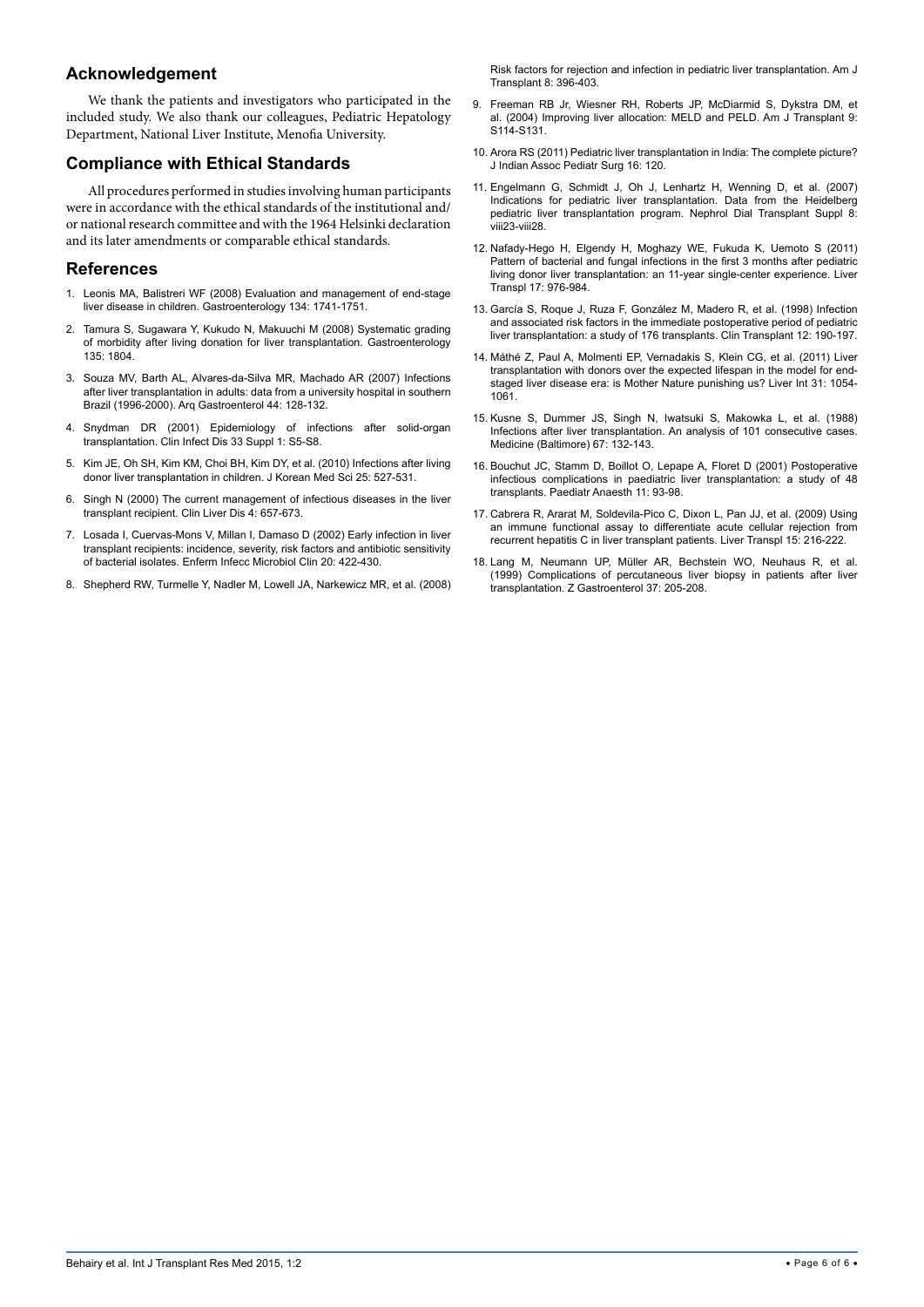## Acknowledgement

We thank the patients and investigators who participated in the included study. We also thank our colleagues, Pediatric Hepatology Department, National Liver Institute, Menofia University.

## Compliance with Ethical Standards

All procedures performed in studies involving human participants were in accordance with the ethical standards of the institutional and/or national research committee and with the 1964 Helsinki declaration and its later amendments or comparable ethical standards.

## References

1. Leonis MA, Balistreri WF (2008) Evaluation and management of end-stage liver disease in children. Gastroenterology 134: 1741-1751.
2. Tamura S, Sugawara Y, Kukudo N, Makuuchi M (2008) Systematic grading of morbidity after living donation for liver transplantation. Gastroenterology 135: 1804.
3. Souza MV, Barth AL, Alvares-da-Silva MR, Machado AR (2007) Infections after liver transplantation in adults: data from a university hospital in southern Brazil (1996-2000). Arq Gastroenterol 44: 128-132.
4. Snydman DR (2001) Epidemiology of infections after solid-organ transplantation. Clin Infect Dis 33 Suppl 1: S5-S8.
5. Kim JE, Oh SH, Kim KM, Choi BH, Kim DY, et al. (2010) Infections after living donor liver transplantation in children. J Korean Med Sci 25: 527-531.
6. Singh N (2000) The current management of infectious diseases in the liver transplant recipient. Clin Liver Dis 4: 657-673.
7. Losada I, Cuervas-Mons V, Millan I, Damaso D (2002) Early infection in liver transplant recipients: incidence, severity, risk factors and antibiotic sensitivity of bacterial isolates. Enferm Infecc Microbiol Clin 20: 422-430.
8. Shepherd RW, Turmelle Y, Nadler M, Lowell JA, Narkewicz MR, et al. (2008) Risk factors for rejection and infection in pediatric liver transplantation. Am J Transplant 8: 396-403.
9. Freeman RB Jr, Wiesner RH, Roberts JP, McDiarmid S, Dykstra DM, et al. (2004) Improving liver allocation: MELD and PELD. Am J Transplant 9: S114-S131.
10. Arora RS (2011) Pediatric liver transplantation in India: The complete picture? J Indian Assoc Pediatr Surg 16: 120.
11. Engelmann G, Schmidt J, Oh J, Lenhartz H, Wenning D, et al. (2007) Indications for pediatric liver transplantation. Data from the Heidelberg pediatric liver transplantation program. Nephrol Dial Transplant Suppl 8: viii23-viii28.
12. Nafady-Hego H, Elgendy H, Moghazy WE, Fukuda K, Uemoto S (2011) Pattern of bacterial and fungal infections in the first 3 months after pediatric living donor liver transplantation: an 11-year single-center experience. Liver Transpl 17: 976-984.
13. García S, Roque J, Ruza F, González M, Madero R, et al. (1998) Infection and associated risk factors in the immediate postoperative period of pediatric liver transplantation: a study of 176 transplants. Clin Transplant 12: 190-197.
14. Máthé Z, Paul A, Molmenti EP, Vernadakis S, Klein CG, et al. (2011) Liver transplantation with donors over the expected lifespan in the model for end-staged liver disease era: is Mother Nature punishing us? Liver Int 31: 1054-1061.
15. Kusne S, Dummer JS, Singh N, Iwatsuki S, Makowka L, et al. (1988) Infections after liver transplantation. An analysis of 101 consecutive cases. Medicine (Baltimore) 67: 132-143.
16. Bouchut JC, Stamm D, Boillot O, Lepape A, Floret D (2001) Postoperative infectious complications in paediatric liver transplantation: a study of 48 transplants. Paediatr Anaesth 11: 93-98.
17. Cabrera R, Ararat M, Soldevila-Pico C, Dixon L, Pan JJ, et al. (2009) Using an immune functional assay to differentiate acute cellular rejection from recurrent hepatitis C in liver transplant patients. Liver Transpl 15: 216-222.
18. Lang M, Neumann UP, Müller AR, Bechstein WO, Neuhaus R, et al. (1999) Complications of percutaneous liver biopsy in patients after liver transplantation. Z Gastroenterol 37: 205-208.